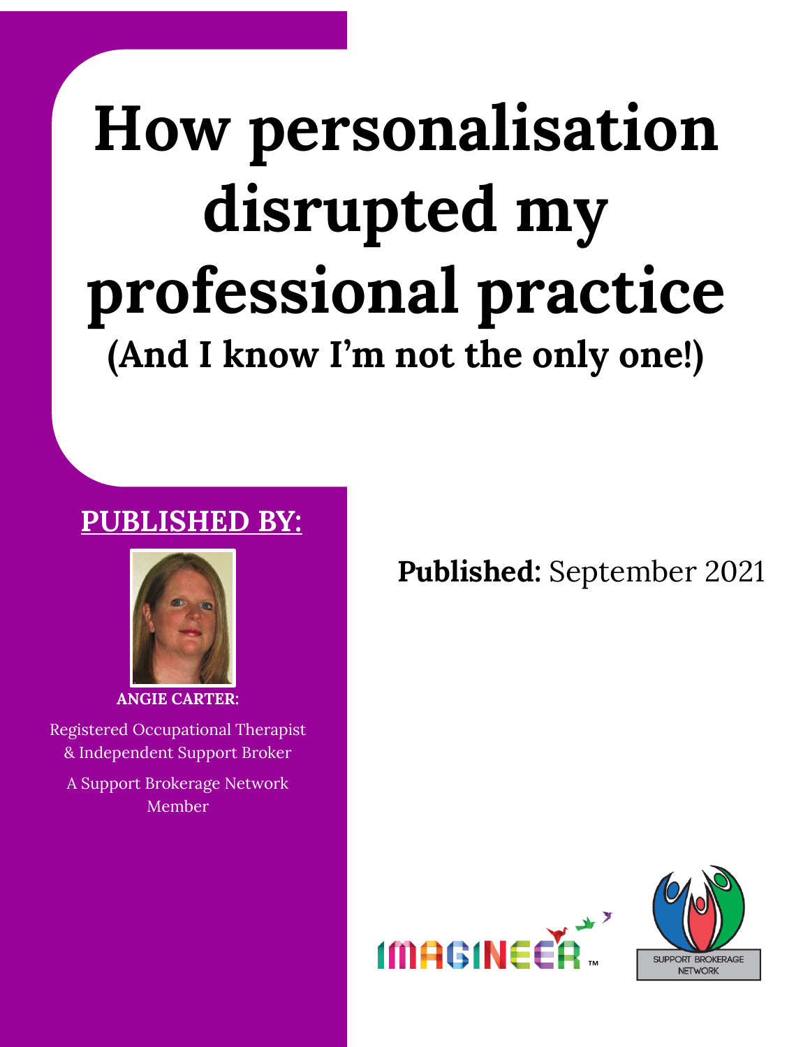# How personalisation disrupted my professional practice

## (And I know I'm not the only one!)

**PUBLISHED BY:**

**ANGIE CARTER:**

Registered Occupational Therapist & Independent Support Broker

A Support Brokerage Network Member

**Published:** September 2021

IMAGINEER™

SUPPORT BROKERAGE NETWORK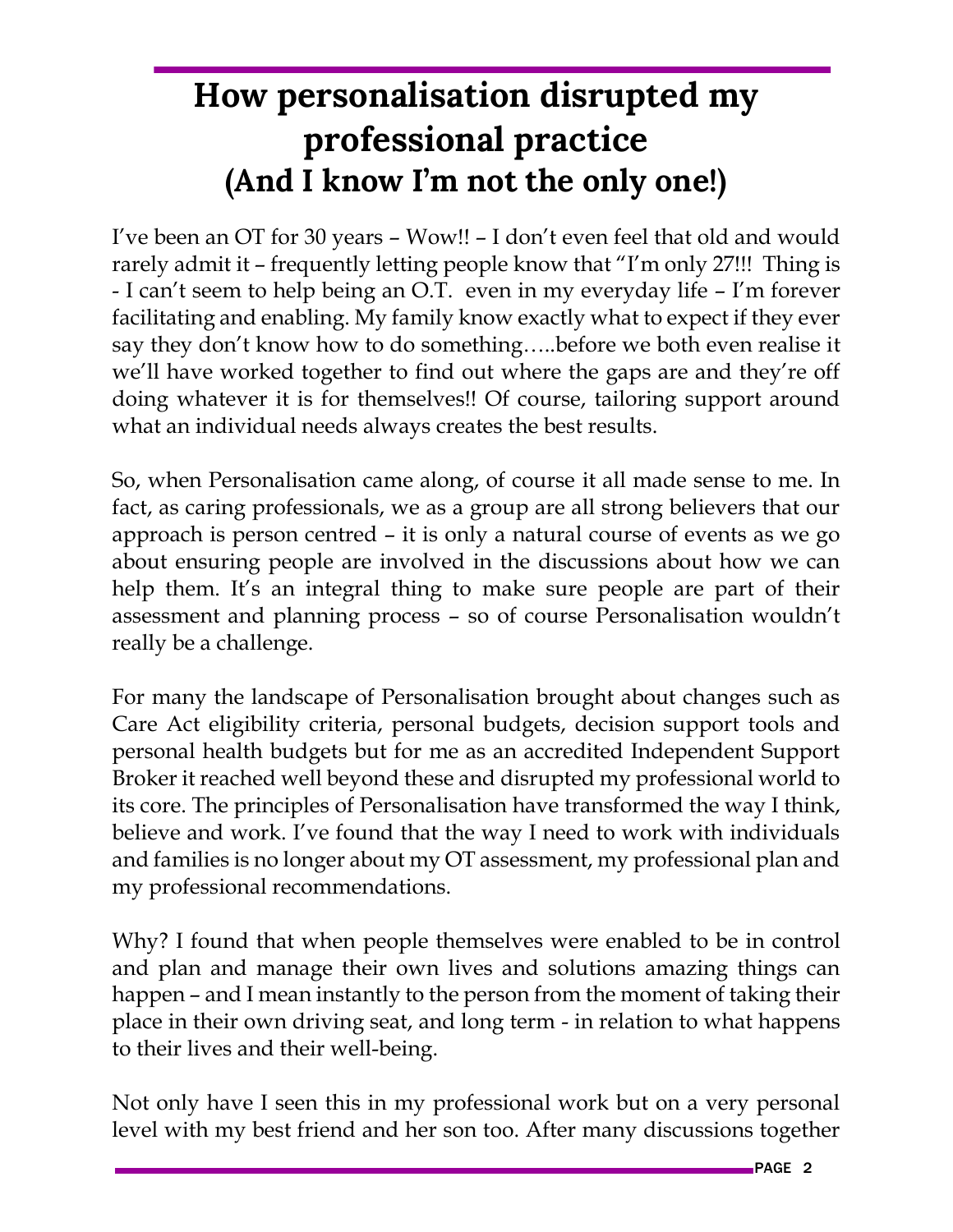# How personalisation disrupted my professional practice
## (And I know I'm not the only one!)

I've been an OT for 30 years – Wow!! – I don't even feel that old and would rarely admit it – frequently letting people know that "I'm only 27!!! Thing is - I can't seem to help being an O.T. even in my everyday life – I'm forever facilitating and enabling. My family know exactly what to expect if they ever say they don't know how to do something…..before we both even realise it we'll have worked together to find out where the gaps are and they're off doing whatever it is for themselves!! Of course, tailoring support around what an individual needs always creates the best results.

So, when Personalisation came along, of course it all made sense to me. In fact, as caring professionals, we as a group are all strong believers that our approach is person centred – it is only a natural course of events as we go about ensuring people are involved in the discussions about how we can help them. It's an integral thing to make sure people are part of their assessment and planning process – so of course Personalisation wouldn't really be a challenge.

For many the landscape of Personalisation brought about changes such as Care Act eligibility criteria, personal budgets, decision support tools and personal health budgets but for me as an accredited Independent Support Broker it reached well beyond these and disrupted my professional world to its core. The principles of Personalisation have transformed the way I think, believe and work. I've found that the way I need to work with individuals and families is no longer about my OT assessment, my professional plan and my professional recommendations.

Why? I found that when people themselves were enabled to be in control and plan and manage their own lives and solutions amazing things can happen – and I mean instantly to the person from the moment of taking their place in their own driving seat, and long term - in relation to what happens to their lives and their well-being.

Not only have I seen this in my professional work but on a very personal level with my best friend and her son too. After many discussions together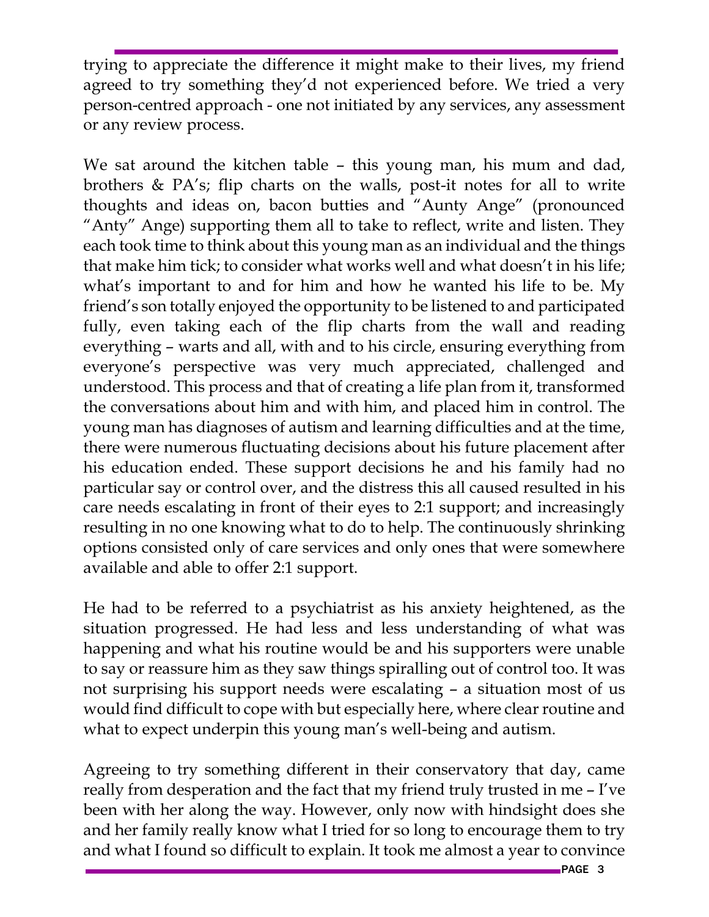trying to appreciate the difference it might make to their lives, my friend agreed to try something they'd not experienced before. We tried a very person-centred approach - one not initiated by any services, any assessment or any review process.

We sat around the kitchen table – this young man, his mum and dad, brothers & PA's; flip charts on the walls, post-it notes for all to write thoughts and ideas on, bacon butties and "Aunty Ange" (pronounced "Anty" Ange) supporting them all to take to reflect, write and listen. They each took time to think about this young man as an individual and the things that make him tick; to consider what works well and what doesn't in his life; what's important to and for him and how he wanted his life to be. My friend's son totally enjoyed the opportunity to be listened to and participated fully, even taking each of the flip charts from the wall and reading everything – warts and all, with and to his circle, ensuring everything from everyone's perspective was very much appreciated, challenged and understood. This process and that of creating a life plan from it, transformed the conversations about him and with him, and placed him in control. The young man has diagnoses of autism and learning difficulties and at the time, there were numerous fluctuating decisions about his future placement after his education ended. These support decisions he and his family had no particular say or control over, and the distress this all caused resulted in his care needs escalating in front of their eyes to 2:1 support; and increasingly resulting in no one knowing what to do to help. The continuously shrinking options consisted only of care services and only ones that were somewhere available and able to offer 2:1 support.

He had to be referred to a psychiatrist as his anxiety heightened, as the situation progressed. He had less and less understanding of what was happening and what his routine would be and his supporters were unable to say or reassure him as they saw things spiralling out of control too. It was not surprising his support needs were escalating – a situation most of us would find difficult to cope with but especially here, where clear routine and what to expect underpin this young man's well-being and autism.

Agreeing to try something different in their conservatory that day, came really from desperation and the fact that my friend truly trusted in me – I've been with her along the way. However, only now with hindsight does she and her family really know what I tried for so long to encourage them to try and what I found so difficult to explain. It took me almost a year to convince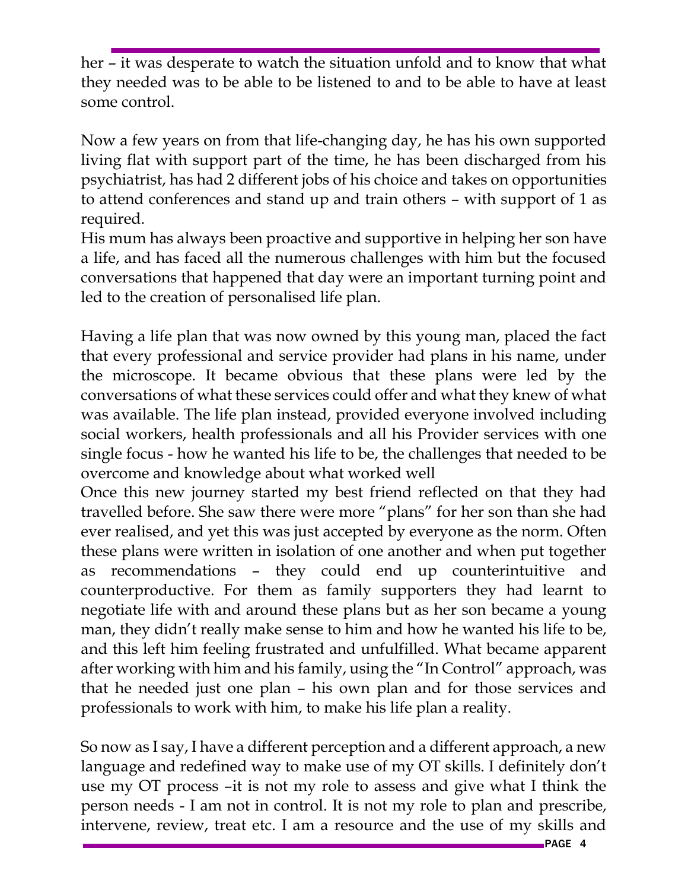her – it was desperate to watch the situation unfold and to know that what they needed was to be able to be listened to and to be able to have at least some control.

Now a few years on from that life-changing day, he has his own supported living flat with support part of the time, he has been discharged from his psychiatrist, has had 2 different jobs of his choice and takes on opportunities to attend conferences and stand up and train others – with support of 1 as required.
His mum has always been proactive and supportive in helping her son have a life, and has faced all the numerous challenges with him but the focused conversations that happened that day were an important turning point and led to the creation of personalised life plan.

Having a life plan that was now owned by this young man, placed the fact that every professional and service provider had plans in his name, under the microscope. It became obvious that these plans were led by the conversations of what these services could offer and what they knew of what was available. The life plan instead, provided everyone involved including social workers, health professionals and all his Provider services with one single focus - how he wanted his life to be, the challenges that needed to be overcome and knowledge about what worked well
Once this new journey started my best friend reflected on that they had travelled before. She saw there were more "plans" for her son than she had ever realised, and yet this was just accepted by everyone as the norm. Often these plans were written in isolation of one another and when put together as recommendations – they could end up counterintuitive and counterproductive. For them as family supporters they had learnt to negotiate life with and around these plans but as her son became a young man, they didn't really make sense to him and how he wanted his life to be, and this left him feeling frustrated and unfulfilled. What became apparent after working with him and his family, using the "In Control" approach, was that he needed just one plan – his own plan and for those services and professionals to work with him, to make his life plan a reality.

So now as I say, I have a different perception and a different approach, a new language and redefined way to make use of my OT skills. I definitely don't use my OT process –it is not my role to assess and give what I think the person needs - I am not in control. It is not my role to plan and prescribe, intervene, review, treat etc. I am a resource and the use of my skills and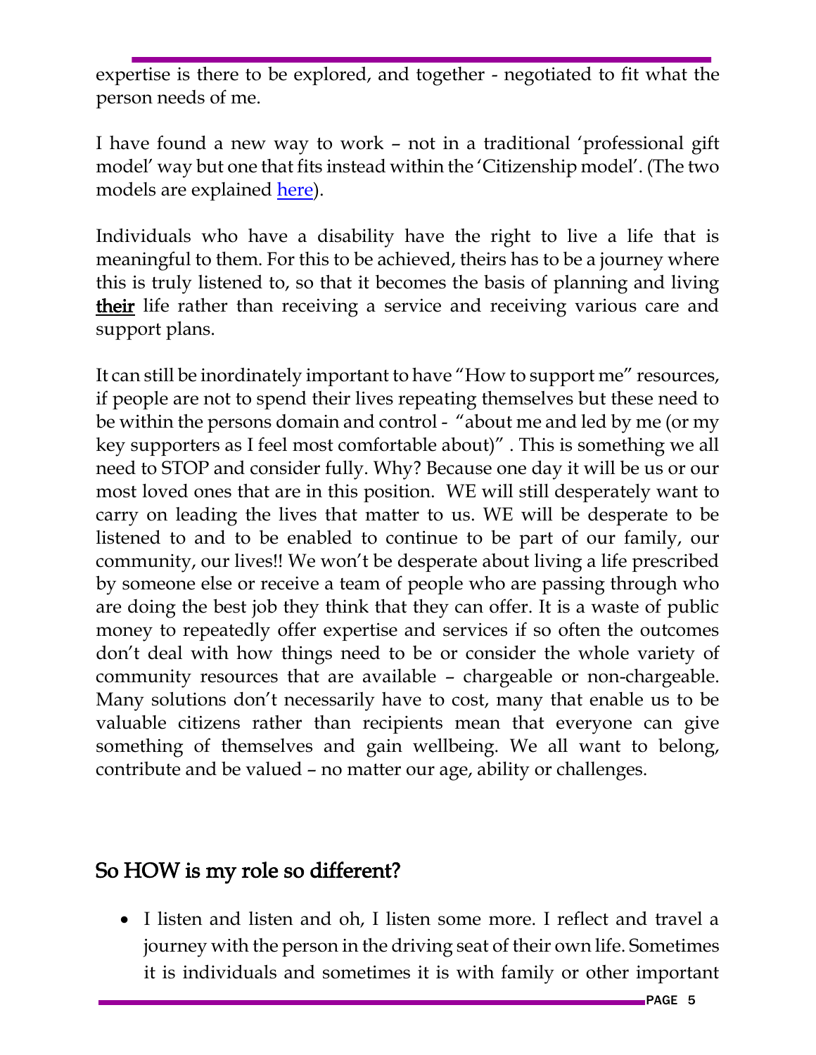expertise is there to be explored, and together - negotiated to fit what the person needs of me.

I have found a new way to work – not in a traditional 'professional gift model' way but one that fits instead within the 'Citizenship model'. (The two models are explained [here](#)).

Individuals who have a disability have the right to live a life that is meaningful to them. For this to be achieved, theirs has to be a journey where this is truly listened to, so that it becomes the basis of planning and living **their** life rather than receiving a service and receiving various care and support plans.

It can still be inordinately important to have "How to support me" resources, if people are not to spend their lives repeating themselves but these need to be within the persons domain and control - "about me and led by me (or my key supporters as I feel most comfortable about)" . This is something we all need to STOP and consider fully. Why? Because one day it will be us or our most loved ones that are in this position. WE will still desperately want to carry on leading the lives that matter to us. WE will be desperate to be listened to and to be enabled to continue to be part of our family, our community, our lives!! We won't be desperate about living a life prescribed by someone else or receive a team of people who are passing through who are doing the best job they think that they can offer. It is a waste of public money to repeatedly offer expertise and services if so often the outcomes don't deal with how things need to be or consider the whole variety of community resources that are available – chargeable or non-chargeable. Many solutions don't necessarily have to cost, many that enable us to be valuable citizens rather than recipients mean that everyone can give something of themselves and gain wellbeing. We all want to belong, contribute and be valued – no matter our age, ability or challenges.

## So HOW is my role so different?

- I listen and listen and oh, I listen some more. I reflect and travel a journey with the person in the driving seat of their own life. Sometimes it is individuals and sometimes it is with family or other important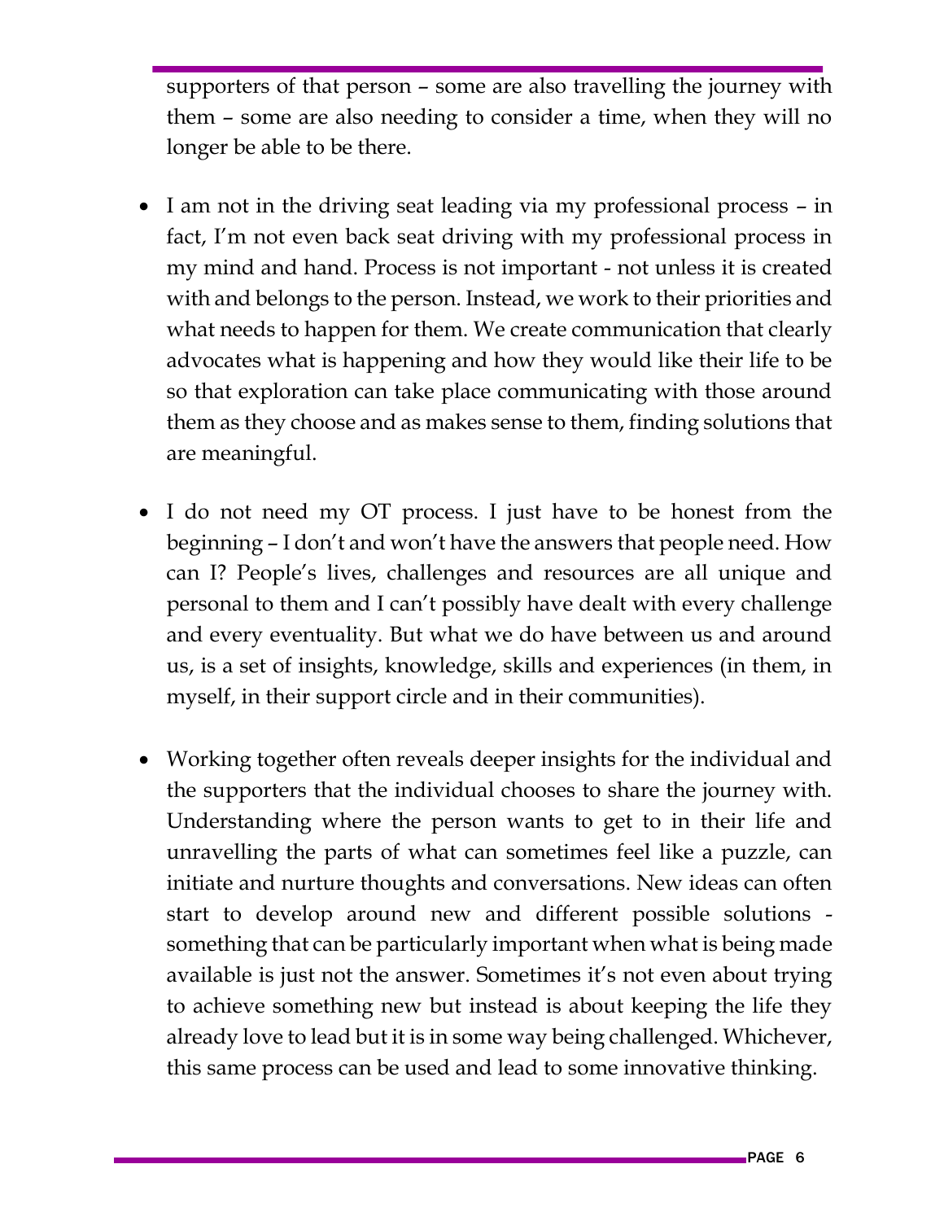supporters of that person – some are also travelling the journey with them – some are also needing to consider a time, when they will no longer be able to be there.

- I am not in the driving seat leading via my professional process – in fact, I'm not even back seat driving with my professional process in my mind and hand. Process is not important - not unless it is created with and belongs to the person. Instead, we work to their priorities and what needs to happen for them. We create communication that clearly advocates what is happening and how they would like their life to be so that exploration can take place communicating with those around them as they choose and as makes sense to them, finding solutions that are meaningful.

- I do not need my OT process. I just have to be honest from the beginning – I don't and won't have the answers that people need. How can I? People's lives, challenges and resources are all unique and personal to them and I can't possibly have dealt with every challenge and every eventuality. But what we do have between us and around us, is a set of insights, knowledge, skills and experiences (in them, in myself, in their support circle and in their communities).

- Working together often reveals deeper insights for the individual and the supporters that the individual chooses to share the journey with. Understanding where the person wants to get to in their life and unravelling the parts of what can sometimes feel like a puzzle, can initiate and nurture thoughts and conversations. New ideas can often start to develop around new and different possible solutions - something that can be particularly important when what is being made available is just not the answer. Sometimes it's not even about trying to achieve something new but instead is about keeping the life they already love to lead but it is in some way being challenged. Whichever, this same process can be used and lead to some innovative thinking.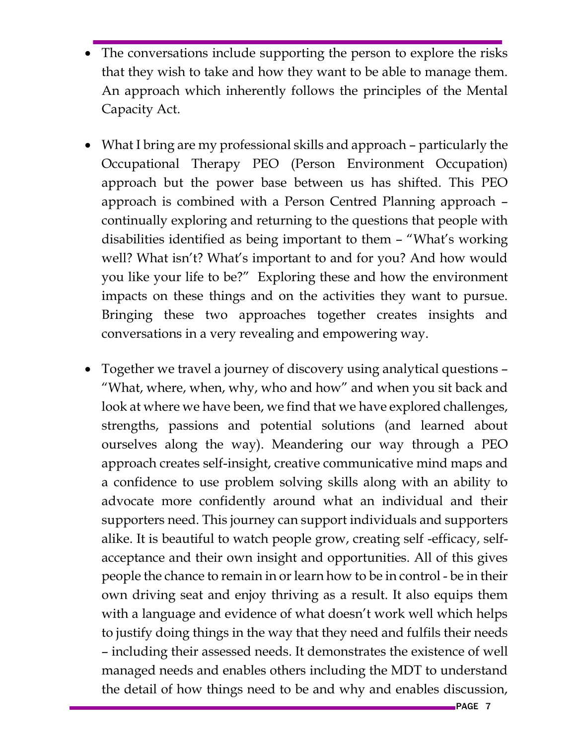- The conversations include supporting the person to explore the risks that they wish to take and how they want to be able to manage them. An approach which inherently follows the principles of the Mental Capacity Act.

- What I bring are my professional skills and approach – particularly the Occupational Therapy PEO (Person Environment Occupation) approach but the power base between us has shifted. This PEO approach is combined with a Person Centred Planning approach – continually exploring and returning to the questions that people with disabilities identified as being important to them – "What's working well? What isn't? What's important to and for you? And how would you like your life to be?" Exploring these and how the environment impacts on these things and on the activities they want to pursue. Bringing these two approaches together creates insights and conversations in a very revealing and empowering way.

- Together we travel a journey of discovery using analytical questions – "What, where, when, why, who and how" and when you sit back and look at where we have been, we find that we have explored challenges, strengths, passions and potential solutions (and learned about ourselves along the way). Meandering our way through a PEO approach creates self-insight, creative communicative mind maps and a confidence to use problem solving skills along with an ability to advocate more confidently around what an individual and their supporters need. This journey can support individuals and supporters alike. It is beautiful to watch people grow, creating self -efficacy, self-acceptance and their own insight and opportunities. All of this gives people the chance to remain in or learn how to be in control - be in their own driving seat and enjoy thriving as a result. It also equips them with a language and evidence of what doesn't work well which helps to justify doing things in the way that they need and fulfils their needs – including their assessed needs. It demonstrates the existence of well managed needs and enables others including the MDT to understand the detail of how things need to be and why and enables discussion,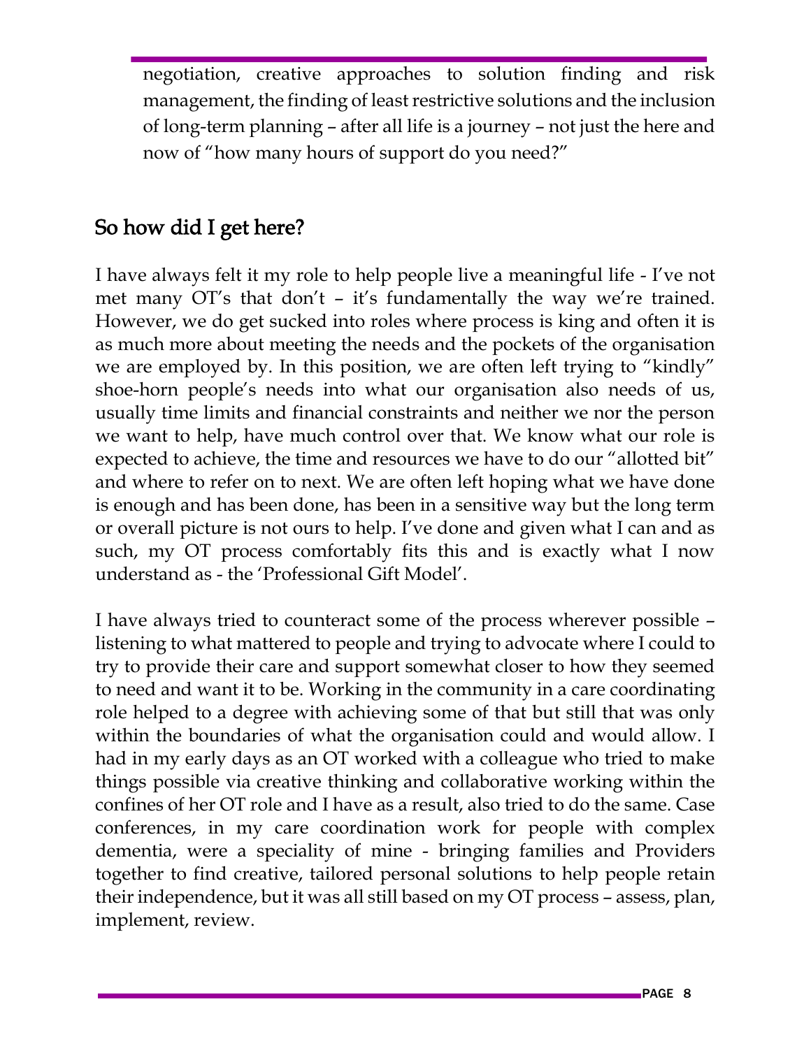negotiation, creative approaches to solution finding and risk management, the finding of least restrictive solutions and the inclusion of long-term planning – after all life is a journey – not just the here and now of "how many hours of support do you need?"

## So how did I get here?

I have always felt it my role to help people live a meaningful life - I've not met many OT's that don't – it's fundamentally the way we're trained. However, we do get sucked into roles where process is king and often it is as much more about meeting the needs and the pockets of the organisation we are employed by. In this position, we are often left trying to "kindly" shoe-horn people's needs into what our organisation also needs of us, usually time limits and financial constraints and neither we nor the person we want to help, have much control over that. We know what our role is expected to achieve, the time and resources we have to do our "allotted bit" and where to refer on to next. We are often left hoping what we have done is enough and has been done, has been in a sensitive way but the long term or overall picture is not ours to help. I've done and given what I can and as such, my OT process comfortably fits this and is exactly what I now understand as - the 'Professional Gift Model'.

I have always tried to counteract some of the process wherever possible – listening to what mattered to people and trying to advocate where I could to try to provide their care and support somewhat closer to how they seemed to need and want it to be. Working in the community in a care coordinating role helped to a degree with achieving some of that but still that was only within the boundaries of what the organisation could and would allow. I had in my early days as an OT worked with a colleague who tried to make things possible via creative thinking and collaborative working within the confines of her OT role and I have as a result, also tried to do the same. Case conferences, in my care coordination work for people with complex dementia, were a speciality of mine - bringing families and Providers together to find creative, tailored personal solutions to help people retain their independence, but it was all still based on my OT process – assess, plan, implement, review.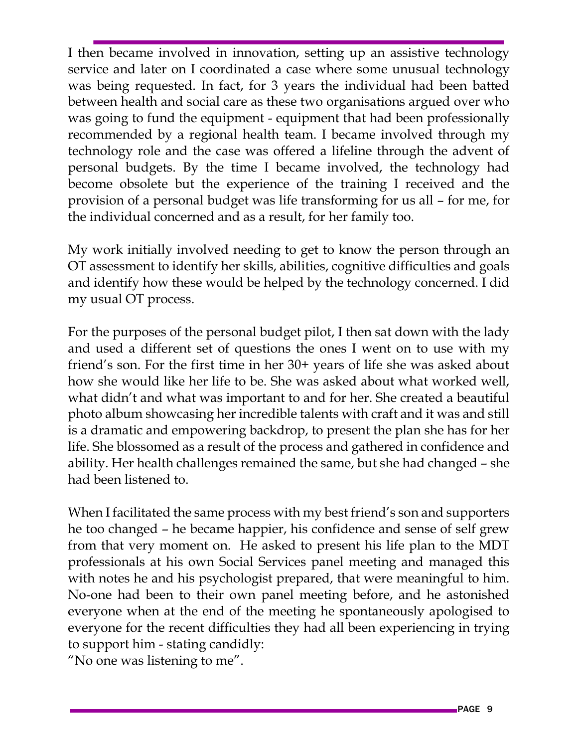I then became involved in innovation, setting up an assistive technology service and later on I coordinated a case where some unusual technology was being requested. In fact, for 3 years the individual had been batted between health and social care as these two organisations argued over who was going to fund the equipment - equipment that had been professionally recommended by a regional health team. I became involved through my technology role and the case was offered a lifeline through the advent of personal budgets. By the time I became involved, the technology had become obsolete but the experience of the training I received and the provision of a personal budget was life transforming for us all – for me, for the individual concerned and as a result, for her family too.

My work initially involved needing to get to know the person through an OT assessment to identify her skills, abilities, cognitive difficulties and goals and identify how these would be helped by the technology concerned. I did my usual OT process.

For the purposes of the personal budget pilot, I then sat down with the lady and used a different set of questions the ones I went on to use with my friend's son. For the first time in her 30+ years of life she was asked about how she would like her life to be. She was asked about what worked well, what didn't and what was important to and for her. She created a beautiful photo album showcasing her incredible talents with craft and it was and still is a dramatic and empowering backdrop, to present the plan she has for her life. She blossomed as a result of the process and gathered in confidence and ability. Her health challenges remained the same, but she had changed – she had been listened to.

When I facilitated the same process with my best friend's son and supporters he too changed – he became happier, his confidence and sense of self grew from that very moment on. He asked to present his life plan to the MDT professionals at his own Social Services panel meeting and managed this with notes he and his psychologist prepared, that were meaningful to him. No-one had been to their own panel meeting before, and he astonished everyone when at the end of the meeting he spontaneously apologised to everyone for the recent difficulties they had all been experiencing in trying to support him - stating candidly:

"No one was listening to me".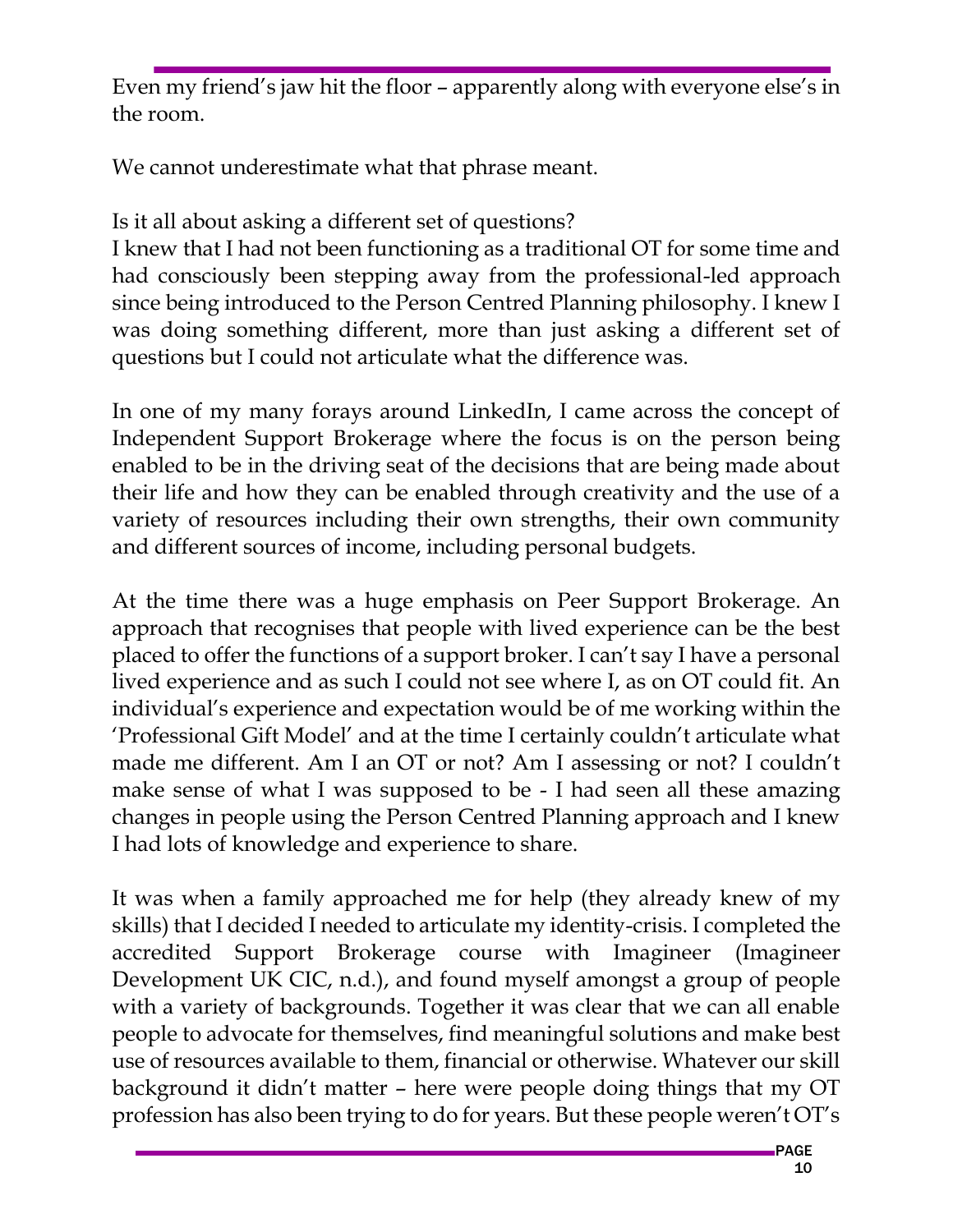Even my friend's jaw hit the floor – apparently along with everyone else's in the room.

We cannot underestimate what that phrase meant.

Is it all about asking a different set of questions?
I knew that I had not been functioning as a traditional OT for some time and had consciously been stepping away from the professional-led approach since being introduced to the Person Centred Planning philosophy. I knew I was doing something different, more than just asking a different set of questions but I could not articulate what the difference was.

In one of my many forays around LinkedIn, I came across the concept of Independent Support Brokerage where the focus is on the person being enabled to be in the driving seat of the decisions that are being made about their life and how they can be enabled through creativity and the use of a variety of resources including their own strengths, their own community and different sources of income, including personal budgets.

At the time there was a huge emphasis on Peer Support Brokerage. An approach that recognises that people with lived experience can be the best placed to offer the functions of a support broker. I can't say I have a personal lived experience and as such I could not see where I, as on OT could fit. An individual's experience and expectation would be of me working within the 'Professional Gift Model' and at the time I certainly couldn't articulate what made me different. Am I an OT or not? Am I assessing or not? I couldn't make sense of what I was supposed to be - I had seen all these amazing changes in people using the Person Centred Planning approach and I knew I had lots of knowledge and experience to share.

It was when a family approached me for help (they already knew of my skills) that I decided I needed to articulate my identity-crisis. I completed the accredited Support Brokerage course with Imagineer (Imagineer Development UK CIC, n.d.), and found myself amongst a group of people with a variety of backgrounds. Together it was clear that we can all enable people to advocate for themselves, find meaningful solutions and make best use of resources available to them, financial or otherwise. Whatever our skill background it didn't matter – here were people doing things that my OT profession has also been trying to do for years. But these people weren't OT's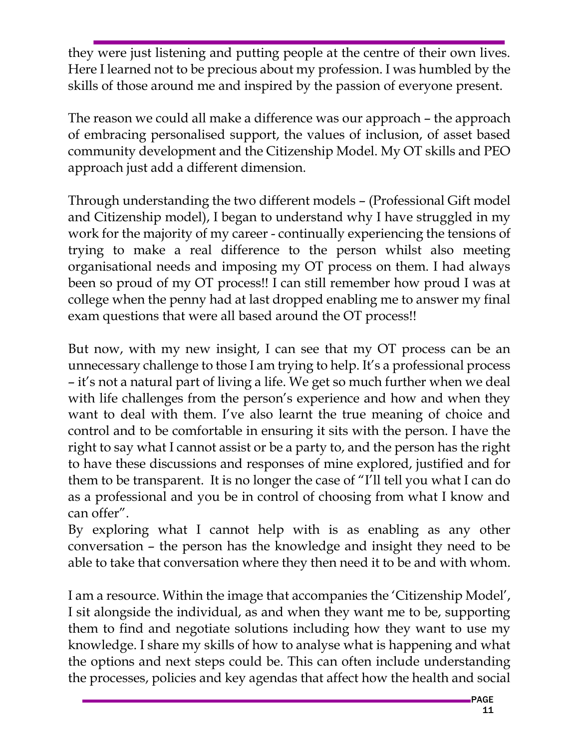they were just listening and putting people at the centre of their own lives. Here I learned not to be precious about my profession. I was humbled by the skills of those around me and inspired by the passion of everyone present.

The reason we could all make a difference was our approach – the approach of embracing personalised support, the values of inclusion, of asset based community development and the Citizenship Model. My OT skills and PEO approach just add a different dimension.

Through understanding the two different models – (Professional Gift model and Citizenship model), I began to understand why I have struggled in my work for the majority of my career - continually experiencing the tensions of trying to make a real difference to the person whilst also meeting organisational needs and imposing my OT process on them. I had always been so proud of my OT process!! I can still remember how proud I was at college when the penny had at last dropped enabling me to answer my final exam questions that were all based around the OT process!!

But now, with my new insight, I can see that my OT process can be an unnecessary challenge to those I am trying to help. It's a professional process – it's not a natural part of living a life. We get so much further when we deal with life challenges from the person's experience and how and when they want to deal with them. I've also learnt the true meaning of choice and control and to be comfortable in ensuring it sits with the person. I have the right to say what I cannot assist or be a party to, and the person has the right to have these discussions and responses of mine explored, justified and for them to be transparent. It is no longer the case of "I'll tell you what I can do as a professional and you be in control of choosing from what I know and can offer".
By exploring what I cannot help with is as enabling as any other conversation – the person has the knowledge and insight they need to be able to take that conversation where they then need it to be and with whom.

I am a resource. Within the image that accompanies the 'Citizenship Model', I sit alongside the individual, as and when they want me to be, supporting them to find and negotiate solutions including how they want to use my knowledge. I share my skills of how to analyse what is happening and what the options and next steps could be. This can often include understanding the processes, policies and key agendas that affect how the health and social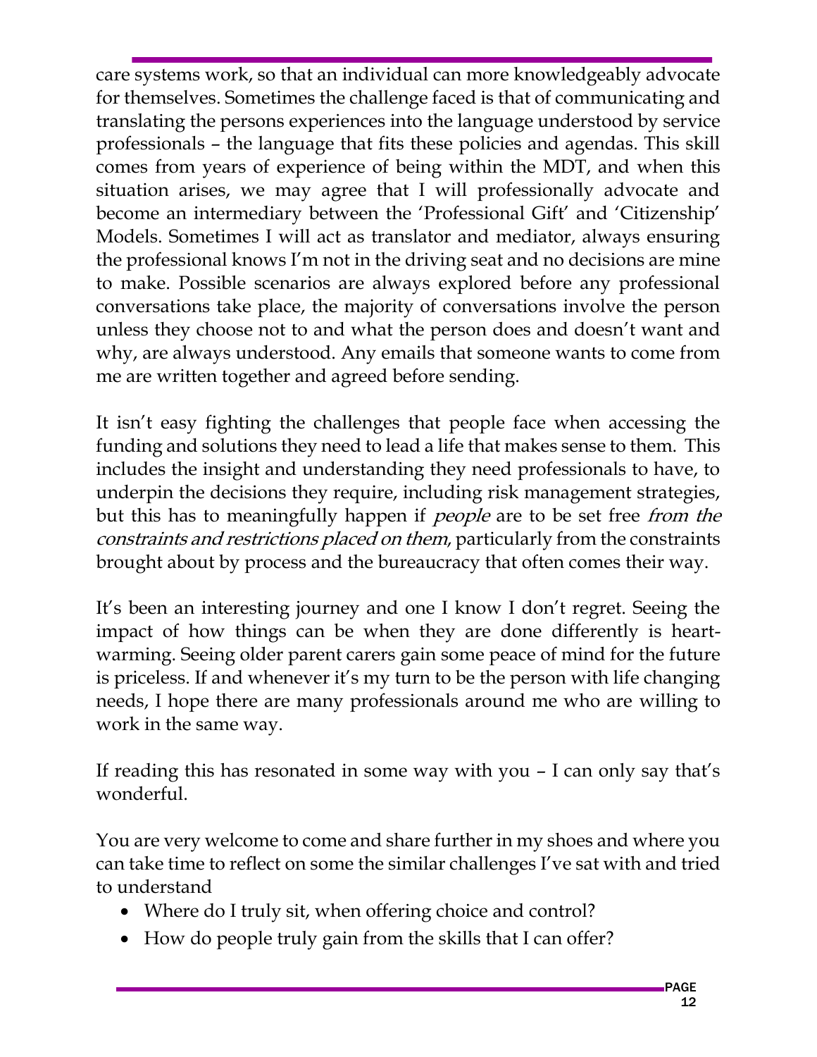care systems work, so that an individual can more knowledgeably advocate for themselves. Sometimes the challenge faced is that of communicating and translating the persons experiences into the language understood by service professionals – the language that fits these policies and agendas. This skill comes from years of experience of being within the MDT, and when this situation arises, we may agree that I will professionally advocate and become an intermediary between the 'Professional Gift' and 'Citizenship' Models. Sometimes I will act as translator and mediator, always ensuring the professional knows I'm not in the driving seat and no decisions are mine to make. Possible scenarios are always explored before any professional conversations take place, the majority of conversations involve the person unless they choose not to and what the person does and doesn't want and why, are always understood. Any emails that someone wants to come from me are written together and agreed before sending.

It isn't easy fighting the challenges that people face when accessing the funding and solutions they need to lead a life that makes sense to them. This includes the insight and understanding they need professionals to have, to underpin the decisions they require, including risk management strategies, but this has to meaningfully happen if *people* are to be set free *from the constraints and restrictions placed on them*, particularly from the constraints brought about by process and the bureaucracy that often comes their way.

It's been an interesting journey and one I know I don't regret. Seeing the impact of how things can be when they are done differently is heart-warming. Seeing older parent carers gain some peace of mind for the future is priceless. If and whenever it's my turn to be the person with life changing needs, I hope there are many professionals around me who are willing to work in the same way.

If reading this has resonated in some way with you – I can only say that's wonderful.

You are very welcome to come and share further in my shoes and where you can take time to reflect on some the similar challenges I've sat with and tried to understand

- Where do I truly sit, when offering choice and control?
- How do people truly gain from the skills that I can offer?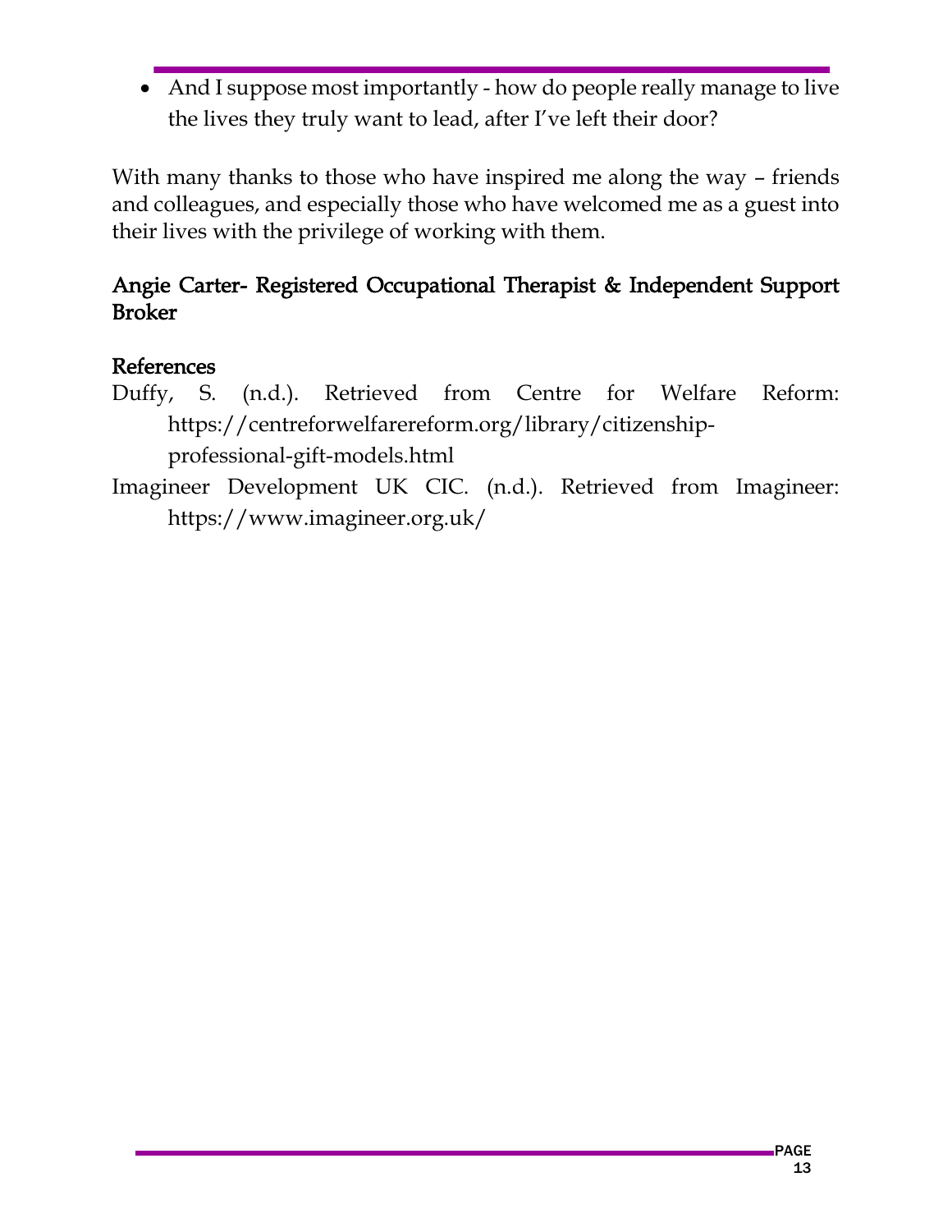- And I suppose most importantly - how do people really manage to live the lives they truly want to lead, after I've left their door?

With many thanks to those who have inspired me along the way – friends and colleagues, and especially those who have welcomed me as a guest into their lives with the privilege of working with them.

**Angie Carter- Registered Occupational Therapist & Independent Support Broker**

## References

Duffy, S. (n.d.). Retrieved from Centre for Welfare Reform: https://centreforwelfarereform.org/library/citizenship-professional-gift-models.html

Imagineer Development UK CIC. (n.d.). Retrieved from Imagineer: https://www.imagineer.org.uk/